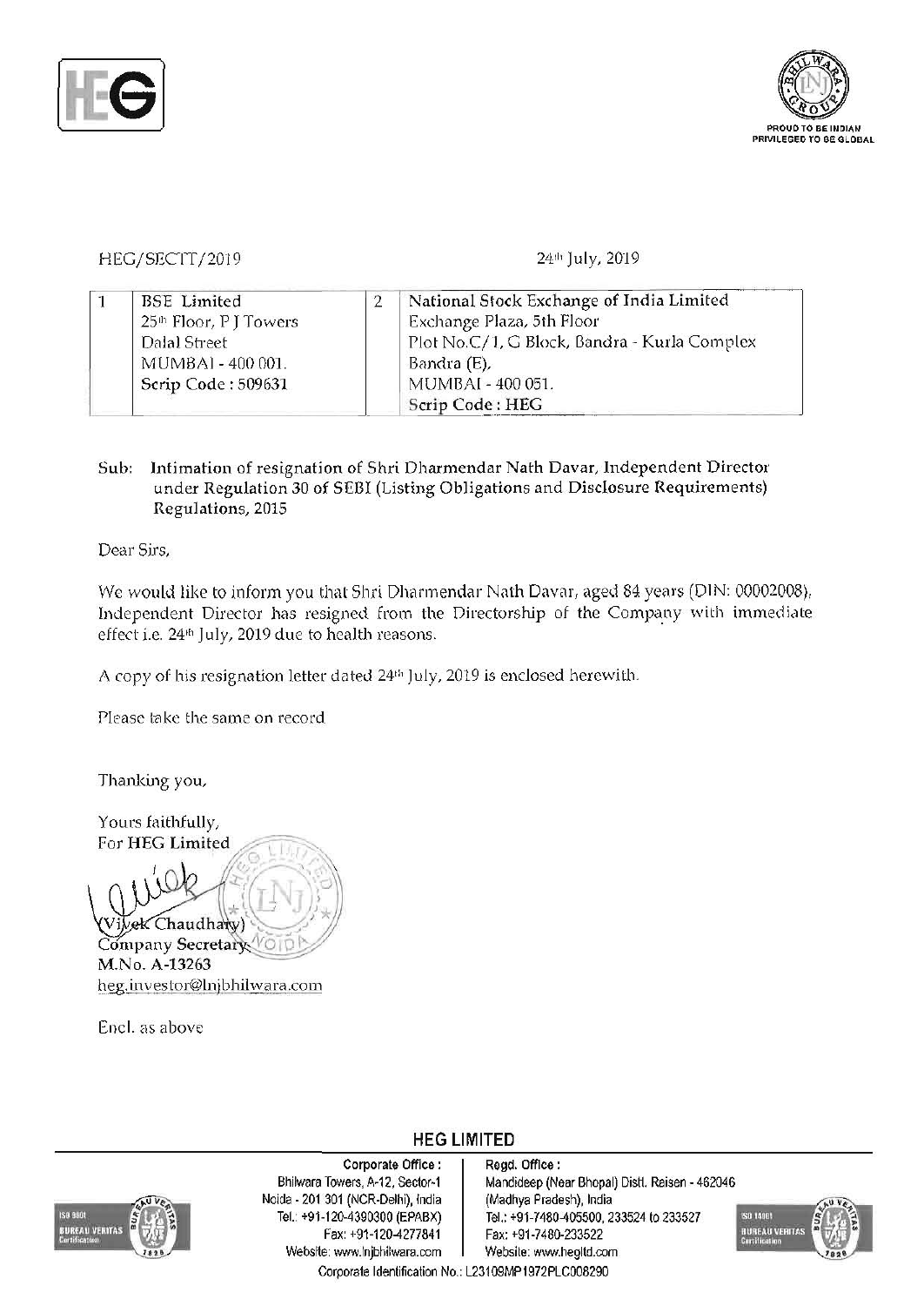HEG/SECTT/2019

24th July, 2019

| 1 | BSE Limited<br>25th Floor, P J Towers<br>Dalal Street<br>MUMBAI - 400 001.<br>Scrip Code : 509631 | 2 | National Stock Exchange of India Limited<br>Exchange Plaza, 5th Floor<br>Plot No.C/1, G Block, Bandra - Kurla Complex<br>Bandra (E),<br>MUMBAI - 400 051.<br>Scrip Code : HEG |
|---|---|---|---|

Sub: **Intimation of resignation of Shri Dharmendar Nath Davar, Independent Director under Regulation 30 of SEBI (Listing Obligations and Disclosure Requirements) Regulations, 2015**

Dear Sirs,

We would like to inform you that Shri Dharmendar Nath Davar, aged 84 years (DIN: 00002008), Independent Director has resigned from the Directorship of the Company with immediate effect i.e. 24th July, 2019 due to health reasons.

A copy of his resignation letter dated 24th July, 2019 is enclosed herewith.

Please take the same on record

Thanking you,

Yours faithfully,
For HEG Limited

(Vivek Chaudhary)
Company Secretary
**M.No. A-13263**
heg.investor@lnjbhilwara.com

Encl. as above

**HEG LIMITED**

**Corporate Office :**
Bhilwara Towers, A-12, Sector-1
Noida - 201 301 (NCR-Delhi), India
Tel.: +91-120-4390300 (EPABX)
Fax: +91-120-4277841
Website: www.lnjbhilwara.com

**Regd. Office :**
Mandideep (Near Bhopal) Distt. Raisen - 462046
(Madhya Pradesh), India
Tel.: +91-7480-405500, 233524 to 233527
Fax: +91-7480-233522
Website: www.hegltd.com

Corporate Identification No.: L23109MP1972PLC008290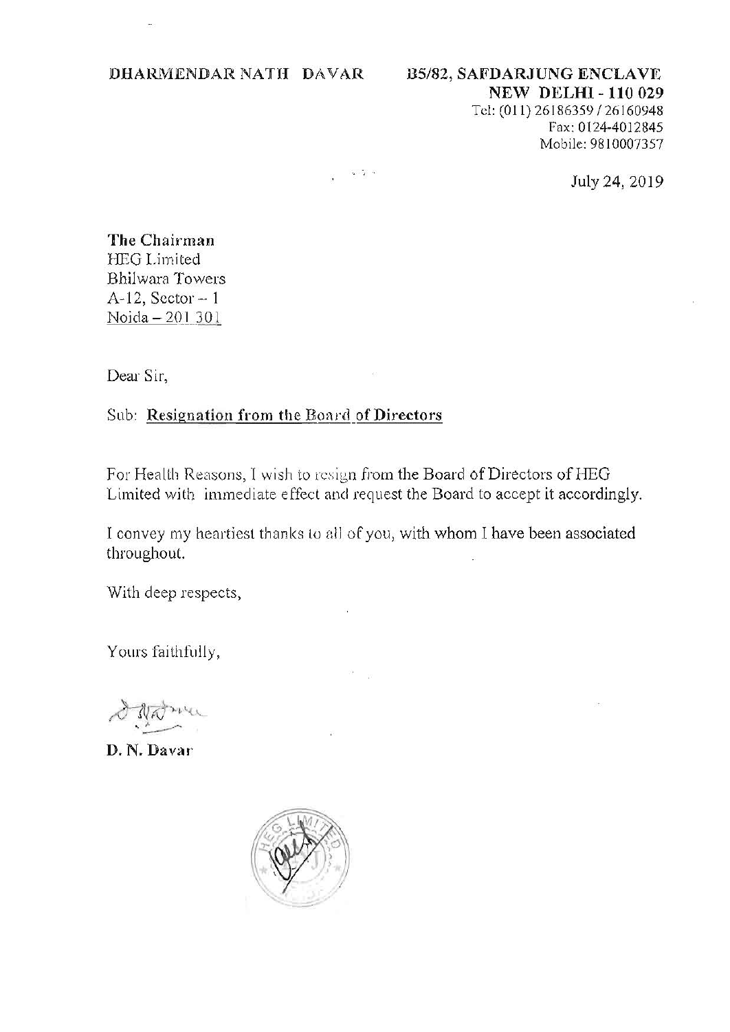**DHARMENDAR NATH DAVAR**

**B5/82, SAFDARJUNG ENCLAVE**
**NEW DELHI - 110 029**
Tel: (011) 26186359 / 26160948
Fax: 0124-4012845
Mobile: 9810007357

July 24, 2019

**The Chairman**
HEG Limited
Bhilwara Towers
A-12, Sector – 1
Noida – 201 301

Dear Sir,

Sub: **Resignation from the Board of Directors**

For Health Reasons, I wish to resign from the Board of Directors of HEG Limited with immediate effect and request the Board to accept it accordingly.

I convey my heartiest thanks to all of you, with whom I have been associated throughout.

With deep respects,

Yours faithfully,

**D. N. Davar**